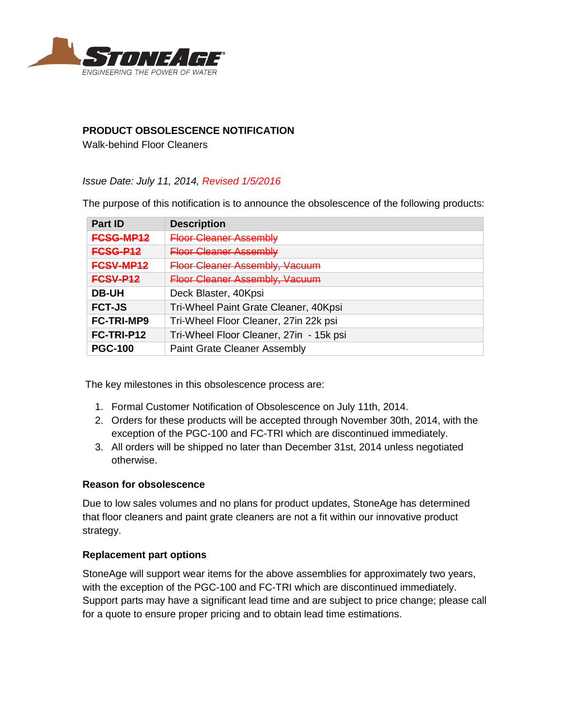**STONEAGE**
ENGINEERING THE POWER OF WATER

## PRODUCT OBSOLESCENCE NOTIFICATION

Walk-behind Floor Cleaners

*Issue Date: July 11, 2014, Revised 1/5/2016*

The purpose of this notification is to announce the obsolescence of the following products:

| Part ID | Description |
|---|---|
| ~~**FCSG-MP12**~~ | ~~Floor Cleaner Assembly~~ |
| ~~**FCSG-P12**~~ | ~~Floor Cleaner Assembly~~ |
| ~~**FCSV-MP12**~~ | ~~Floor Cleaner Assembly, Vacuum~~ |
| ~~**FCSV-P12**~~ | ~~Floor Cleaner Assembly, Vacuum~~ |
| **DB-UH** | Deck Blaster, 40Kpsi |
| **FCT-JS** | Tri-Wheel Paint Grate Cleaner, 40Kpsi |
| **FC-TRI-MP9** | Tri-Wheel Floor Cleaner, 27in 22k psi |
| **FC-TRI-P12** | Tri-Wheel Floor Cleaner, 27in - 15k psi |
| **PGC-100** | Paint Grate Cleaner Assembly |

The key milestones in this obsolescence process are:

1. Formal Customer Notification of Obsolescence on July 11th, 2014.
2. Orders for these products will be accepted through November 30th, 2014, with the exception of the PGC-100 and FC-TRI which are discontinued immediately.
3. All orders will be shipped no later than December 31st, 2014 unless negotiated otherwise.

### Reason for obsolescence

Due to low sales volumes and no plans for product updates, StoneAge has determined that floor cleaners and paint grate cleaners are not a fit within our innovative product strategy.

### Replacement part options

StoneAge will support wear items for the above assemblies for approximately two years, with the exception of the PGC-100 and FC-TRI which are discontinued immediately. Support parts may have a significant lead time and are subject to price change; please call for a quote to ensure proper pricing and to obtain lead time estimations.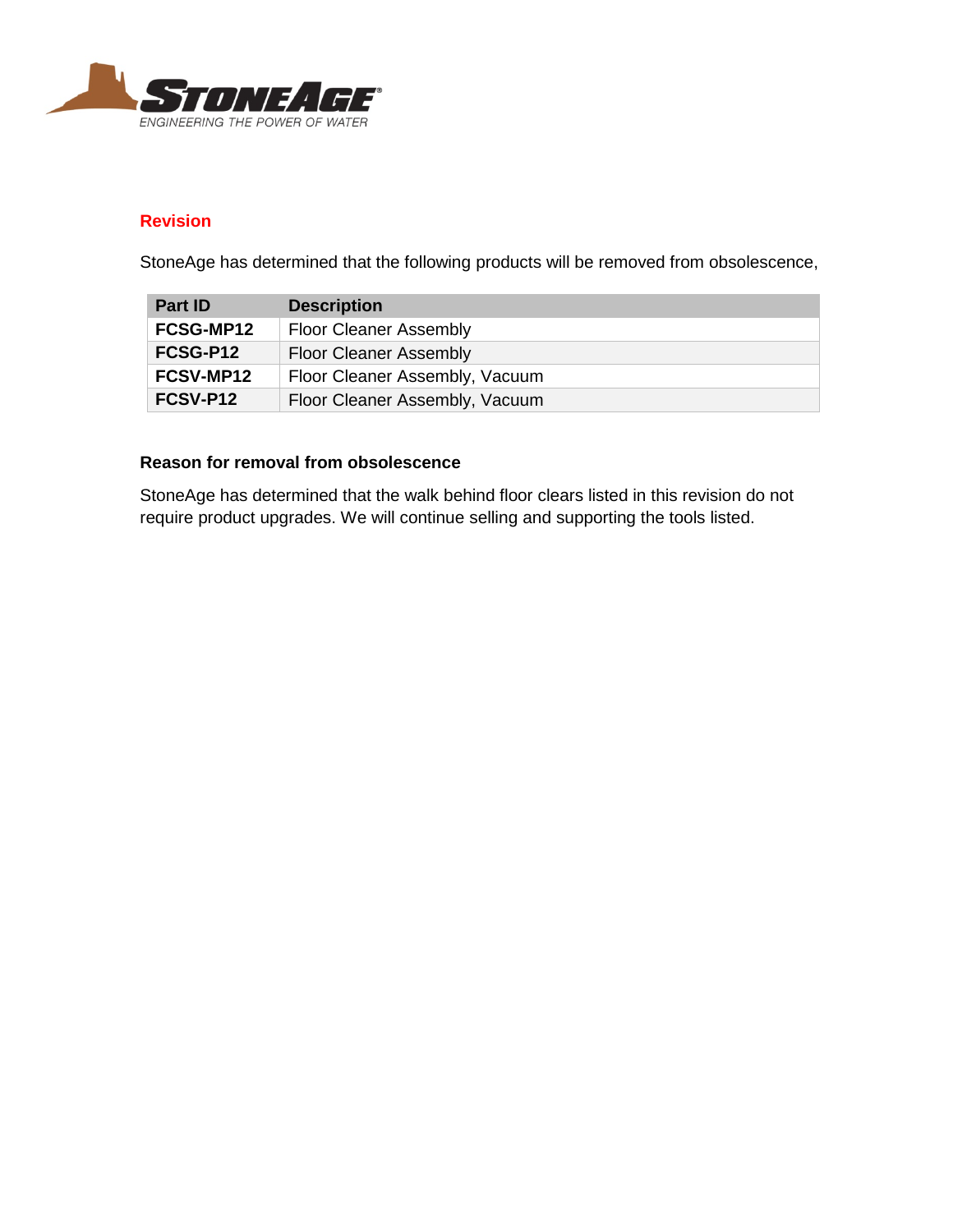## Revision

StoneAge has determined that the following products will be removed from obsolescence,

| Part ID | Description |
| --- | --- |
| **FCSG-MP12** | Floor Cleaner Assembly |
| **FCSG-P12** | Floor Cleaner Assembly |
| **FCSV-MP12** | Floor Cleaner Assembly, Vacuum |
| **FCSV-P12** | Floor Cleaner Assembly, Vacuum |

### Reason for removal from obsolescence

StoneAge has determined that the walk behind floor clears listed in this revision do not require product upgrades. We will continue selling and supporting the tools listed.